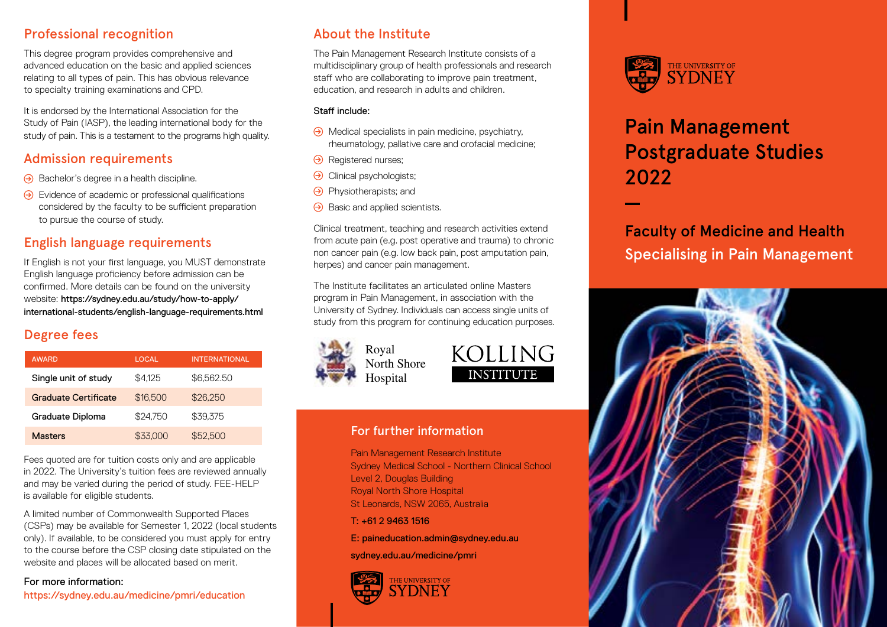# Pain Management Postgraduate Studies 2022

## Faculty of Medicine and Health Specialising in Pain Management

THE UNIVERSITY OF SYDNEY

## Professional recognition

This degree program provides comprehensive and advanced education on the basic and applied sciences relating to all types of pain. This has obvious relevance to specialty training examinations and CPD.

It is endorsed by the International Association for the Study of Pain (IASP), the leading international body for the study of pain. This is a testament to the programs high quality.

## Admission requirements

- Bachelor's degree in a health discipline.
- Evidence of academic or professional qualifications considered by the faculty to be sufficient preparation to pursue the course of study.

## English language requirements

If English is not your first language, you MUST demonstrate English language proficiency before admission can be confirmed. More details can be found on the university website: **https://sydney.edu.au/study/how-to-apply/international-students/english-language-requirements.html**

## Degree fees

| AWARD | LOCAL | INTERNATIONAL |
|---|---|---|
| Single unit of study | $4,125 | $6,562.50 |
| Graduate Certificate | $16,500 | $26,250 |
| Graduate Diploma | $24,750 | $39,375 |
| Masters | $33,000 | $52,500 |

Fees quoted are for tuition costs only and are applicable in 2022. The University's tuition fees are reviewed annually and may be varied during the period of study. FEE-HELP is available for eligible students.

A limited number of Commonwealth Supported Places (CSPs) may be available for Semester 1, 2022 (local students only). If available, to be considered you must apply for entry to the course before the CSP closing date stipulated on the website and places will be allocated based on merit.

**For more information:**
https://sydney.edu.au/medicine/pmri/education

## About the Institute

The Pain Management Research Institute consists of a multidisciplinary group of health professionals and research staff who are collaborating to improve pain treatment, education, and research in adults and children.

**Staff include:**

- Medical specialists in pain medicine, psychiatry, rheumatology, palliative care and orofacial medicine;
- Registered nurses;
- Clinical psychologists;
- Physiotherapists; and
- Basic and applied scientists.

Clinical treatment, teaching and research activities extend from acute pain (e.g. post operative and trauma) to chronic non cancer pain (e.g. low back pain, post amputation pain, herpes) and cancer pain management.

The Institute facilitates an articulated online Masters program in Pain Management, in association with the University of Sydney. Individuals can access single units of study from this program for continuing education purposes.

Royal North Shore Hospital

KOLLING INSTITUTE

## For further information

Pain Management Research Institute
Sydney Medical School - Northern Clinical School
Level 2, Douglas Building
Royal North Shore Hospital
St Leonards, NSW 2065, Australia

T: +61 2 9463 1516

E: paineducation.admin@sydney.edu.au

sydney.edu.au/medicine/pmri

THE UNIVERSITY OF SYDNEY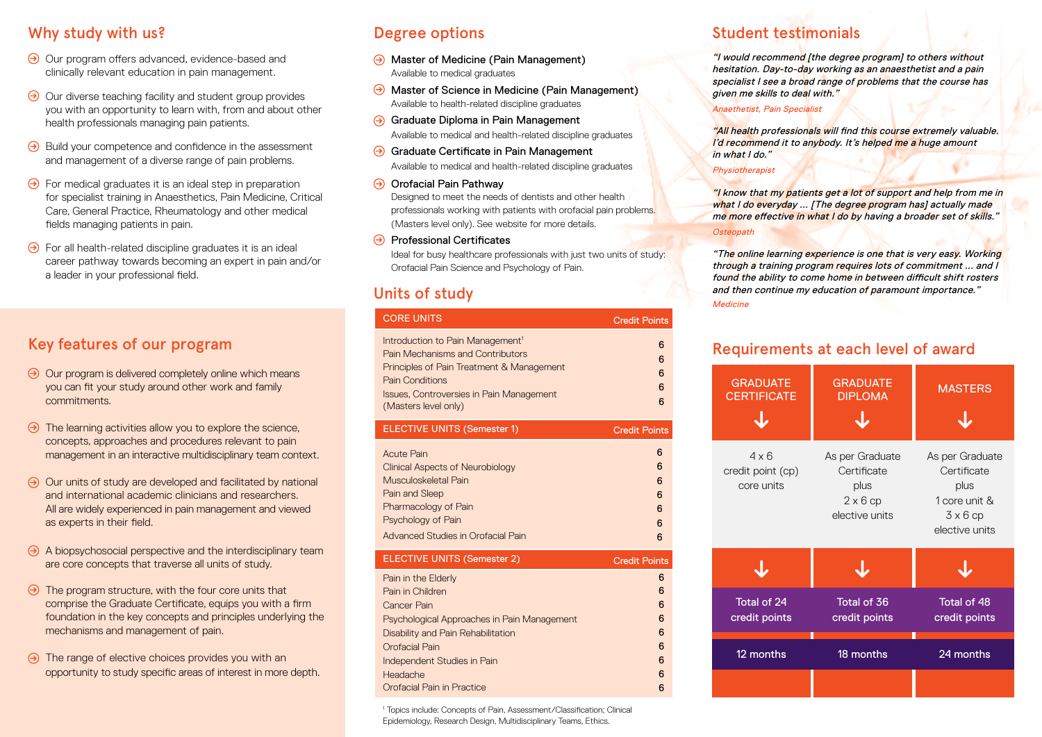## Why study with us?

- Our program offers advanced, evidence-based and clinically relevant education in pain management.
- Our diverse teaching facility and student group provides you with an opportunity to learn with, from and about other health professionals managing pain patients.
- Build your competence and confidence in the assessment and management of a diverse range of pain problems.
- For medical graduates it is an ideal step in preparation for specialist training in Anaesthetics, Pain Medicine, Critical Care, General Practice, Rheumatology and other medical fields managing patients in pain.
- For all health-related discipline graduates it is an ideal career pathway towards becoming an expert in pain and/or a leader in your professional field.

## Key features of our program

- Our program is delivered completely online which means you can fit your study around other work and family commitments.
- The learning activities allow you to explore the science, concepts, approaches and procedures relevant to pain management in an interactive multidisciplinary team context.
- Our units of study are developed and facilitated by national and international academic clinicians and researchers. All are widely experienced in pain management and viewed as experts in their field.
- A biopsychosocial perspective and the interdisciplinary team are core concepts that traverse all units of study.
- The program structure, with the four core units that comprise the Graduate Certificate, equips you with a firm foundation in the key concepts and principles underlying the mechanisms and management of pain.
- The range of elective choices provides you with an opportunity to study specific areas of interest in more depth.

## Degree options

- **Master of Medicine (Pain Management)**
  Available to medical graduates
- **Master of Science in Medicine (Pain Management)**
  Available to health-related discipline graduates
- **Graduate Diploma in Pain Management**
  Available to medical and health-related discipline graduates
- **Graduate Certificate in Pain Management**
  Available to medical and health-related discipline graduates
- **Orofacial Pain Pathway**
  Designed to meet the needs of dentists and other health professionals working with patients with orofacial pain problems. (Masters level only). See website for more details.
- **Professional Certificates**
  Ideal for busy healthcare professionals with just two units of study: Orofacial Pain Science and Psychology of Pain.

## Units of study

| CORE UNITS | Credit Points |
|---|---|
| Introduction to Pain Management[1] | 6 |
| Pain Mechanisms and Contributors | 6 |
| Principles of Pain Treatment & Management | 6 |
| Pain Conditions | 6 |
| Issues, Controversies in Pain Management (Masters level only) | 6 |
| **ELECTIVE UNITS (Semester 1)** | **Credit Points** |
| Acute Pain | 6 |
| Clinical Aspects of Neurobiology | 6 |
| Musculoskeletal Pain | 6 |
| Pain and Sleep | 6 |
| Pharmacology of Pain | 6 |
| Psychology of Pain | 6 |
| Advanced Studies in Orofacial Pain | 6 |
| **ELECTIVE UNITS (Semester 2)** | **Credit Points** |
| Pain in the Elderly | 6 |
| Pain in Children | 6 |
| Cancer Pain | 6 |
| Psychological Approaches in Pain Management | 6 |
| Disability and Pain Rehabilitation | 6 |
| Orofacial Pain | 6 |
| Independent Studies in Pain | 6 |
| Headache | 6 |
| Orofacial Pain in Practice | 6 |

[1] Topics include: Concepts of Pain, Assessment/Classification; Clinical Epidemiology, Research Design, Multidisciplinary Teams, Ethics.

## Student testimonials

*"I would recommend [the degree program] to others without hesitation. Day-to-day working as an anaesthetist and a pain specialist I see a broad range of problems that the course has given me skills to deal with."*
Anaesthetist, Pain Specialist

*"All health professionals will find this course extremely valuable. I'd recommend it to anybody. It's helped me a huge amount in what I do."*
Physiotherapist

*"I know that my patients get a lot of support and help from me in what I do everyday ... [The degree program has] actually made me more effective in what I do by having a broader set of skills."*
Osteopath

*"The online learning experience is one that is very easy. Working through a training program requires lots of commitment ... and I found the ability to come home in between difficult shift rosters and then continue my education of paramount importance."*
Medicine

## Requirements at each level of award

| GRADUATE CERTIFICATE | GRADUATE DIPLOMA | MASTERS |
|---|---|---|
| 4 x 6 credit point (cp) core units | As per Graduate Certificate plus 2 x 6 cp elective units | As per Graduate Certificate plus 1 core unit & 3 x 6 cp elective units |
| Total of 24 credit points | Total of 36 credit points | Total of 48 credit points |
| 12 months | 18 months | 24 months |